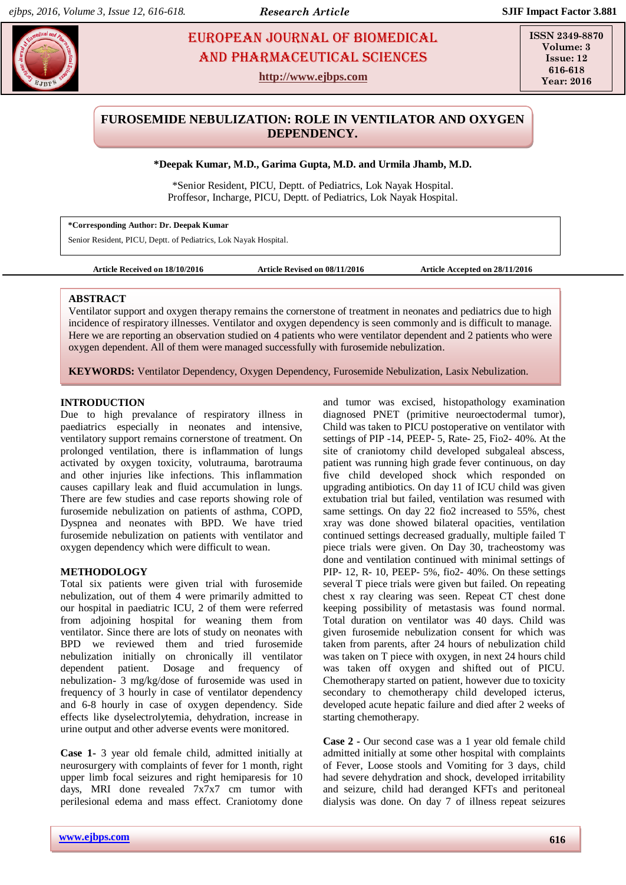# FUROSEMIDE NEBULIZATION: ROLE IN VENTILATOR AND OXYGEN DEPENDENCY.

**\*Deepak Kumar, M.D., Garima Gupta, M.D. and Urmila Jhamb, M.D.**

\*Senior Resident, PICU, Deptt. of Pediatrics, Lok Nayak Hospital.
Proffesor, Incharge, PICU, Deptt. of Pediatrics, Lok Nayak Hospital.

**\*Corresponding Author: Dr. Deepak Kumar**
Senior Resident, PICU, Deptt. of Pediatrics, Lok Nayak Hospital.

**Article Received on 18/10/2016** **Article Revised on 08/11/2016** **Article Accepted on 28/11/2016**

## ABSTRACT

Ventilator support and oxygen therapy remains the cornerstone of treatment in neonates and pediatrics due to high incidence of respiratory illnesses. Ventilator and oxygen dependency is seen commonly and is difficult to manage. Here we are reporting an observation studied on 4 patients who were ventilator dependent and 2 patients who were oxygen dependent. All of them were managed successfully with furosemide nebulization.

**KEYWORDS:** Ventilator Dependency, Oxygen Dependency, Furosemide Nebulization, Lasix Nebulization.

## INTRODUCTION

Due to high prevalance of respiratory illness in paediatrics especially in neonates and intensive, ventilatory support remains cornerstone of treatment. On prolonged ventilation, there is inflammation of lungs activated by oxygen toxicity, volutrauma, barotrauma and other injuries like infections. This inflammation causes capillary leak and fluid accumulation in lungs. There are few studies and case reports showing role of furosemide nebulization on patients of asthma, COPD, Dyspnea and neonates with BPD. We have tried furosemide nebulization on patients with ventilator and oxygen dependency which were difficult to wean.

## METHODOLOGY

Total six patients were given trial with furosemide nebulization, out of them 4 were primarily admitted to our hospital in paediatric ICU, 2 of them were referred from adjoining hospital for weaning them from ventilator. Since there are lots of study on neonates with BPD we reviewed them and tried furosemide nebulization initially on chronically ill ventilator dependent patient. Dosage and frequency of nebulization- 3 mg/kg/dose of furosemide was used in frequency of 3 hourly in case of ventilator dependency and 6-8 hourly in case of oxygen dependency. Side effects like dyselectrolytemia, dehydration, increase in urine output and other adverse events were monitored.

**Case 1**- 3 year old female child, admitted initially at neurosurgery with complaints of fever for 1 month, right upper limb focal seizures and right hemiparesis for 10 days, MRI done revealed 7x7x7 cm tumor with perilesional edema and mass effect. Craniotomy done and tumor was excised, histopathology examination diagnosed PNET (primitive neuroectodermal tumor), Child was taken to PICU postoperative on ventilator with settings of PIP -14, PEEP- 5, Rate- 25, Fio2- 40%. At the site of craniotomy child developed subgaleal abscess, patient was running high grade fever continuous, on day five child developed shock which responded on upgrading antibiotics. On day 11 of ICU child was given extubation trial but failed, ventilation was resumed with same settings. On day 22 fio2 increased to 55%, chest xray was done showed bilateral opacities, ventilation continued settings decreased gradually, multiple failed T piece trials were given. On Day 30, tracheostomy was done and ventilation continued with minimal settings of PIP- 12, R- 10, PEEP- 5%, fio2- 40%. On these settings several T piece trials were given but failed. On repeating chest x ray clearing was seen. Repeat CT chest done keeping possibility of metastasis was found normal. Total duration on ventilator was 40 days. Child was given furosemide nebulization consent for which was taken from parents, after 24 hours of nebulization child was taken on T piece with oxygen, in next 24 hours child was taken off oxygen and shifted out of PICU. Chemotherapy started on patient, however due to toxicity secondary to chemotherapy child developed icterus, developed acute hepatic failure and died after 2 weeks of starting chemotherapy.

**Case 2 -** Our second case was a 1 year old female child admitted initially at some other hospital with complaints of Fever, Loose stools and Vomiting for 3 days, child had severe dehydration and shock, developed irritability and seizure, child had deranged KFTs and peritoneal dialysis was done. On day 7 of illness repeat seizures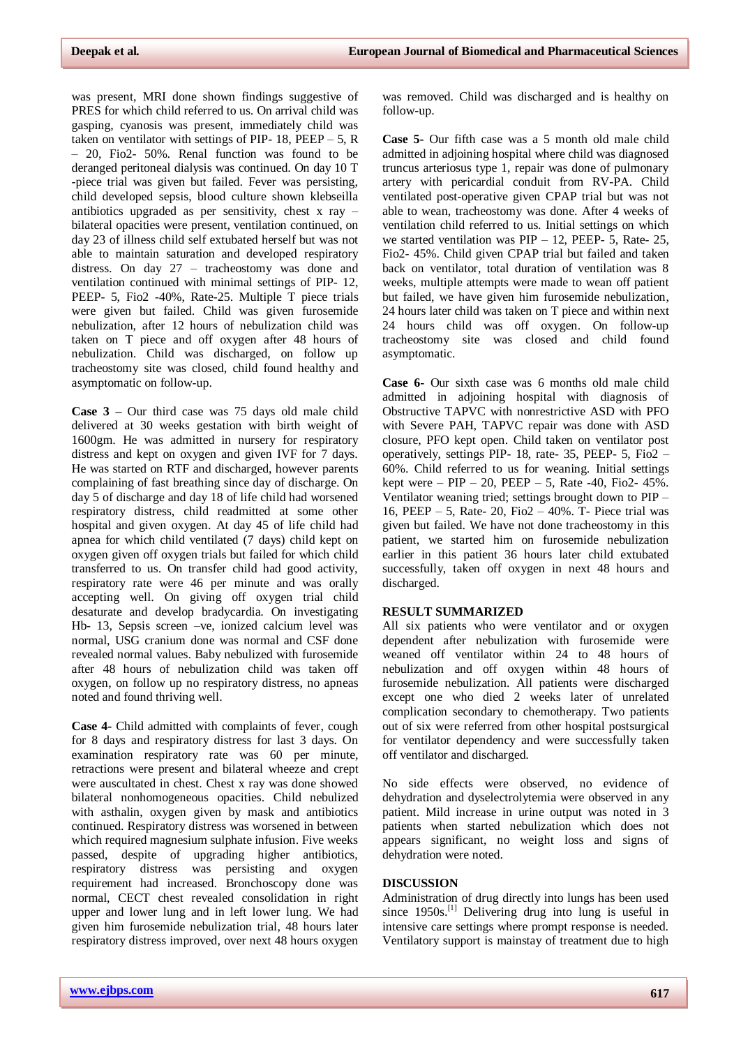was present, MRI done shown findings suggestive of PRES for which child referred to us. On arrival child was gasping, cyanosis was present, immediately child was taken on ventilator with settings of PIP- 18, PEEP – 5, R – 20, Fio2- 50%. Renal function was found to be deranged peritoneal dialysis was continued. On day 10 T -piece trial was given but failed. Fever was persisting, child developed sepsis, blood culture shown klebseilla antibiotics upgraded as per sensitivity, chest x ray – bilateral opacities were present, ventilation continued, on day 23 of illness child self extubated herself but was not able to maintain saturation and developed respiratory distress. On day 27 – tracheostomy was done and ventilation continued with minimal settings of PIP- 12, PEEP- 5, Fio2 -40%, Rate-25. Multiple T piece trials were given but failed. Child was given furosemide nebulization, after 12 hours of nebulization child was taken on T piece and off oxygen after 48 hours of nebulization. Child was discharged, on follow up tracheostomy site was closed, child found healthy and asymptomatic on follow-up.

**Case 3 –** Our third case was 75 days old male child delivered at 30 weeks gestation with birth weight of 1600gm. He was admitted in nursery for respiratory distress and kept on oxygen and given IVF for 7 days. He was started on RTF and discharged, however parents complaining of fast breathing since day of discharge. On day 5 of discharge and day 18 of life child had worsened respiratory distress, child readmitted at some other hospital and given oxygen. At day 45 of life child had apnea for which child ventilated (7 days) child kept on oxygen given off oxygen trials but failed for which child transferred to us. On transfer child had good activity, respiratory rate were 46 per minute and was orally accepting well. On giving off oxygen trial child desaturate and develop bradycardia. On investigating Hb- 13, Sepsis screen –ve, ionized calcium level was normal, USG cranium done was normal and CSF done revealed normal values. Baby nebulized with furosemide after 48 hours of nebulization child was taken off oxygen, on follow up no respiratory distress, no apneas noted and found thriving well.

**Case 4-** Child admitted with complaints of fever, cough for 8 days and respiratory distress for last 3 days. On examination respiratory rate was 60 per minute, retractions were present and bilateral wheeze and crept were auscultated in chest. Chest x ray was done showed bilateral nonhomogeneous opacities. Child nebulized with asthalin, oxygen given by mask and antibiotics continued. Respiratory distress was worsened in between which required magnesium sulphate infusion. Five weeks passed, despite of upgrading higher antibiotics, respiratory distress was persisting and oxygen requirement had increased. Bronchoscopy done was normal, CECT chest revealed consolidation in right upper and lower lung and in left lower lung. We had given him furosemide nebulization trial, 48 hours later respiratory distress improved, over next 48 hours oxygen was removed. Child was discharged and is healthy on follow-up.

**Case 5-** Our fifth case was a 5 month old male child admitted in adjoining hospital where child was diagnosed truncus arteriosus type 1, repair was done of pulmonary artery with pericardial conduit from RV-PA. Child ventilated post-operative given CPAP trial but was not able to wean, tracheostomy was done. After 4 weeks of ventilation child referred to us. Initial settings on which we started ventilation was PIP – 12, PEEP- 5, Rate- 25, Fio2- 45%. Child given CPAP trial but failed and taken back on ventilator, total duration of ventilation was 8 weeks, multiple attempts were made to wean off patient but failed, we have given him furosemide nebulization, 24 hours later child was taken on T piece and within next 24 hours child was off oxygen. On follow-up tracheostomy site was closed and child found asymptomatic.

**Case 6-** Our sixth case was 6 months old male child admitted in adjoining hospital with diagnosis of Obstructive TAPVC with nonrestrictive ASD with PFO with Severe PAH, TAPVC repair was done with ASD closure, PFO kept open. Child taken on ventilator post operatively, settings PIP- 18, rate- 35, PEEP- 5, Fio2 – 60%. Child referred to us for weaning. Initial settings kept were – PIP – 20, PEEP – 5, Rate -40, Fio2- 45%. Ventilator weaning tried; settings brought down to PIP – 16, PEEP – 5, Rate- 20, Fio2 – 40%. T- Piece trial was given but failed. We have not done tracheostomy in this patient, we started him on furosemide nebulization earlier in this patient 36 hours later child extubated successfully, taken off oxygen in next 48 hours and discharged.

## RESULT SUMMARIZED

All six patients who were ventilator and or oxygen dependent after nebulization with furosemide were weaned off ventilator within 24 to 48 hours of nebulization and off oxygen within 48 hours of furosemide nebulization. All patients were discharged except one who died 2 weeks later of unrelated complication secondary to chemotherapy. Two patients out of six were referred from other hospital postsurgical for ventilator dependency and were successfully taken off ventilator and discharged.

No side effects were observed, no evidence of dehydration and dyselectrolytemia were observed in any patient. Mild increase in urine output was noted in 3 patients when started nebulization which does not appears significant, no weight loss and signs of dehydration were noted.

## DISCUSSION

Administration of drug directly into lungs has been used since 1950s.[1] Delivering drug into lung is useful in intensive care settings where prompt response is needed. Ventilatory support is mainstay of treatment due to high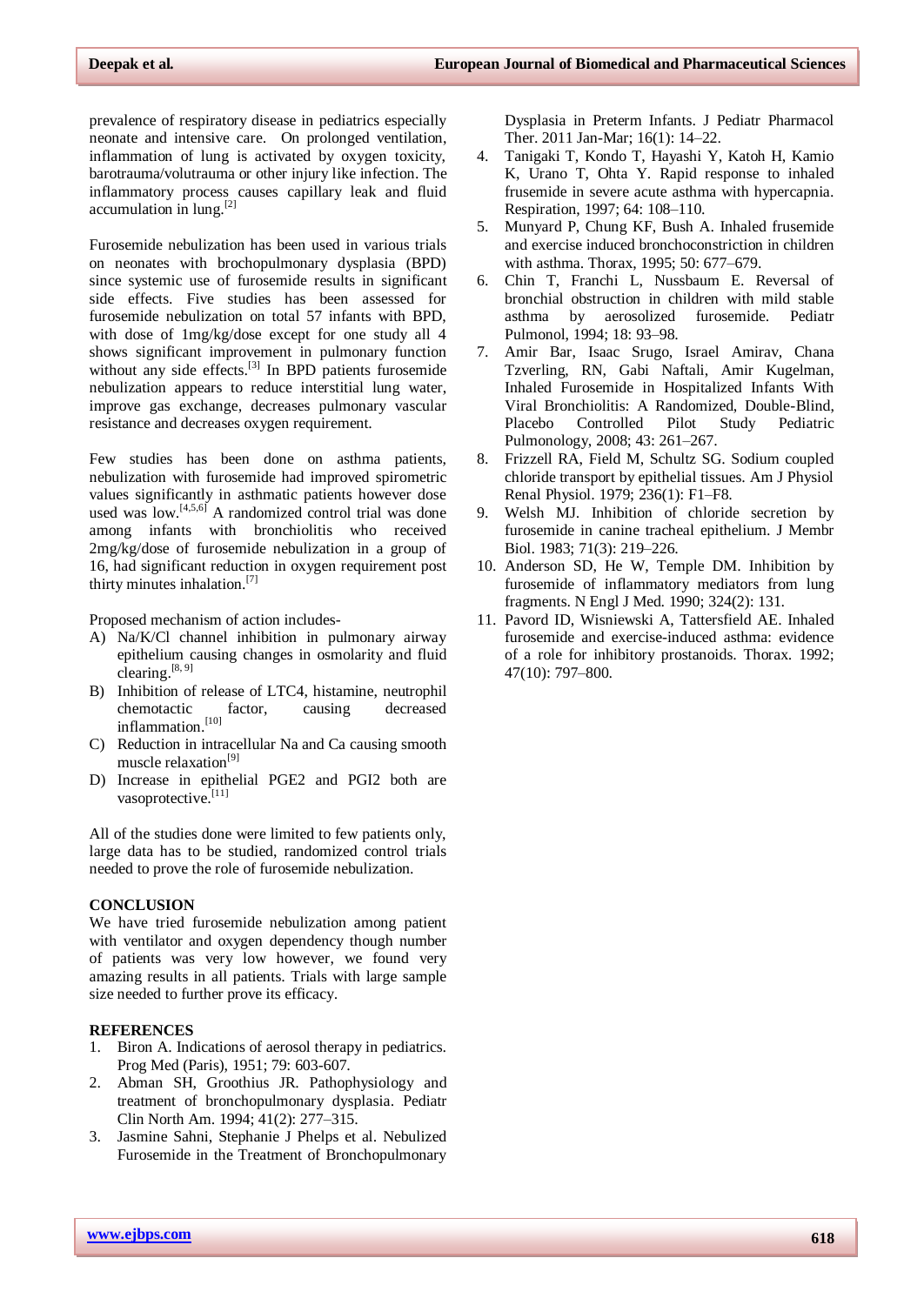prevalence of respiratory disease in pediatrics especially neonate and intensive care. On prolonged ventilation, inflammation of lung is activated by oxygen toxicity, barotrauma/volutrauma or other injury like infection. The inflammatory process causes capillary leak and fluid accumulation in lung.[2]

Furosemide nebulization has been used in various trials on neonates with brochopulmonary dysplasia (BPD) since systemic use of furosemide results in significant side effects. Five studies has been assessed for furosemide nebulization on total 57 infants with BPD, with dose of 1mg/kg/dose except for one study all 4 shows significant improvement in pulmonary function without any side effects.[3] In BPD patients furosemide nebulization appears to reduce interstitial lung water, improve gas exchange, decreases pulmonary vascular resistance and decreases oxygen requirement.

Few studies has been done on asthma patients, nebulization with furosemide had improved spirometric values significantly in asthmatic patients however dose used was low.[4,5,6] A randomized control trial was done among infants with bronchiolitis who received 2mg/kg/dose of furosemide nebulization in a group of 16, had significant reduction in oxygen requirement post thirty minutes inhalation.[7]

Proposed mechanism of action includes-

A) Na/K/Cl channel inhibition in pulmonary airway epithelium causing changes in osmolarity and fluid clearing.[8, 9]
B) Inhibition of release of LTC4, histamine, neutrophil chemotactic factor, causing decreased inflammation.[10]
C) Reduction in intracellular Na and Ca causing smooth muscle relaxation[9]
D) Increase in epithelial PGE2 and PGI2 both are vasoprotective.[11]

All of the studies done were limited to few patients only, large data has to be studied, randomized control trials needed to prove the role of furosemide nebulization.

## CONCLUSION

We have tried furosemide nebulization among patient with ventilator and oxygen dependency though number of patients was very low however, we found very amazing results in all patients. Trials with large sample size needed to further prove its efficacy.

## REFERENCES

1. Biron A. Indications of aerosol therapy in pediatrics. Prog Med (Paris), 1951; 79: 603-607.
2. Abman SH, Groothius JR. Pathophysiology and treatment of bronchopulmonary dysplasia. Pediatr Clin North Am. 1994; 41(2): 277–315.
3. Jasmine Sahni, Stephanie J Phelps et al. Nebulized Furosemide in the Treatment of Bronchopulmonary Dysplasia in Preterm Infants. J Pediatr Pharmacol Ther. 2011 Jan-Mar; 16(1): 14–22.
4. Tanigaki T, Kondo T, Hayashi Y, Katoh H, Kamio K, Urano T, Ohta Y. Rapid response to inhaled frusemide in severe acute asthma with hypercapnia. Respiration, 1997; 64: 108–110.
5. Munyard P, Chung KF, Bush A. Inhaled frusemide and exercise induced bronchoconstriction in children with asthma. Thorax, 1995; 50: 677–679.
6. Chin T, Franchi L, Nussbaum E. Reversal of bronchial obstruction in children with mild stable asthma by aerosolized furosemide. Pediatr Pulmonol, 1994; 18: 93–98.
7. Amir Bar, Isaac Srugo, Israel Amirav, Chana Tzverling, RN, Gabi Naftali, Amir Kugelman, Inhaled Furosemide in Hospitalized Infants With Viral Bronchiolitis: A Randomized, Double-Blind, Placebo Controlled Pilot Study Pediatric Pulmonology, 2008; 43: 261–267.
8. Frizzell RA, Field M, Schultz SG. Sodium coupled chloride transport by epithelial tissues. Am J Physiol Renal Physiol. 1979; 236(1): F1–F8.
9. Welsh MJ. Inhibition of chloride secretion by furosemide in canine tracheal epithelium. J Membr Biol. 1983; 71(3): 219–226.
10. Anderson SD, He W, Temple DM. Inhibition by furosemide of inflammatory mediators from lung fragments. N Engl J Med. 1990; 324(2): 131.
11. Pavord ID, Wisniewski A, Tattersfield AE. Inhaled furosemide and exercise-induced asthma: evidence of a role for inhibitory prostanoids. Thorax. 1992; 47(10): 797–800.